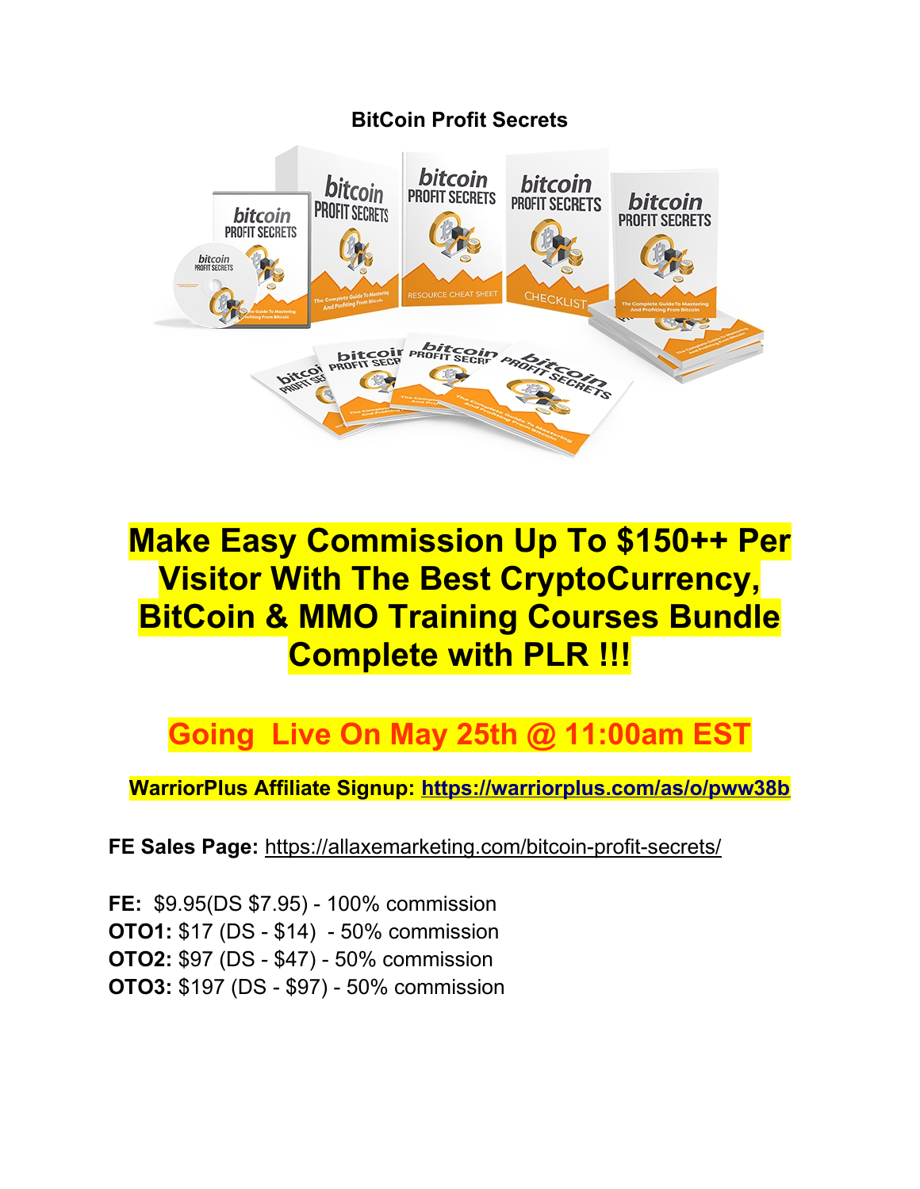**BitCoin Profit Secrets**

# Make Easy Commission Up To $150++ Per Visitor With The Best CryptoCurrency, BitCoin & MMO Training Courses Bundle Complete with PLR !!!

## Going  Live On May 25th @ 11:00am EST

**WarriorPlus Affiliate Signup: [https://warriorplus.com/as/o/pww38b](https://warriorplus.com/as/o/pww38b)**

**FE Sales Page:** [https://allaxemarketing.com/bitcoin-profit-secrets/](https://allaxemarketing.com/bitcoin-profit-secrets/)

**FE:** $9.95(DS $7.95) - 100% commission
**OTO1:** $17 (DS - $14) - 50% commission
**OTO2:** $97 (DS - $47) - 50% commission
**OTO3:** $197 (DS - $97) - 50% commission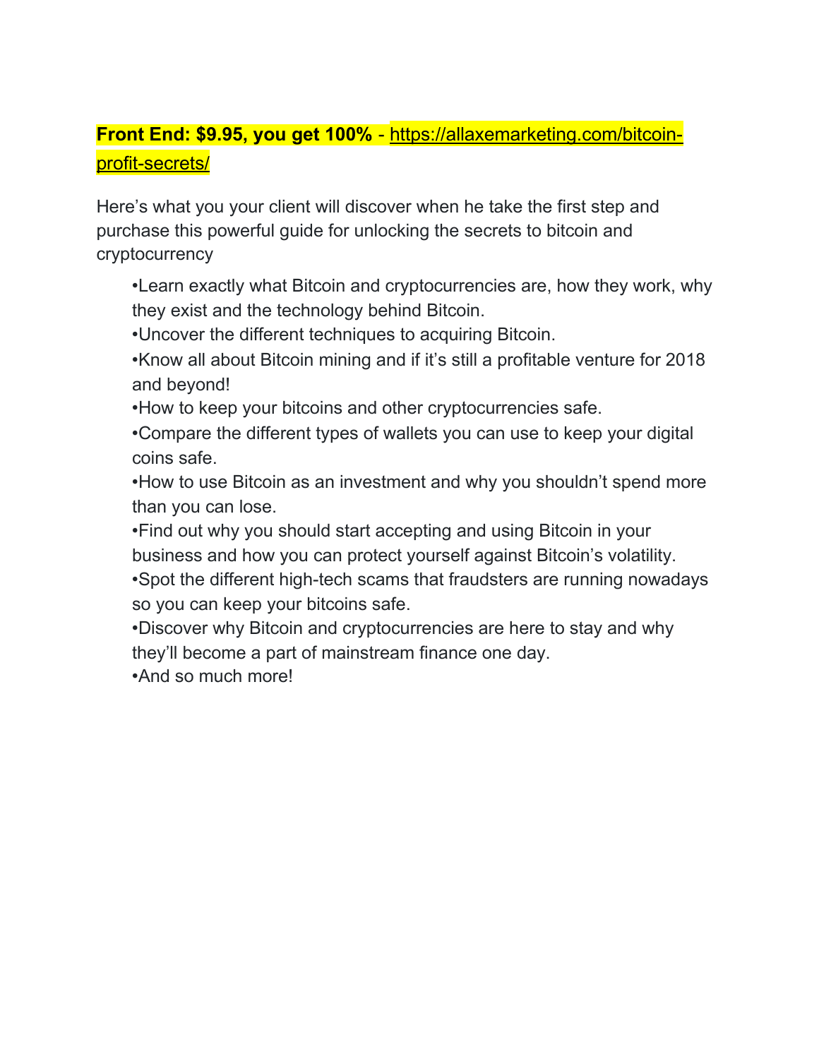**Front End: $9.95, you get 100%** - https://allaxemarketing.com/bitcoin-profit-secrets/

Here's what you your client will discover when he take the first step and purchase this powerful guide for unlocking the secrets to bitcoin and cryptocurrency

- •Learn exactly what Bitcoin and cryptocurrencies are, how they work, why they exist and the technology behind Bitcoin.
- •Uncover the different techniques to acquiring Bitcoin.
- •Know all about Bitcoin mining and if it's still a profitable venture for 2018 and beyond!
- •How to keep your bitcoins and other cryptocurrencies safe.
- •Compare the different types of wallets you can use to keep your digital coins safe.
- •How to use Bitcoin as an investment and why you shouldn't spend more than you can lose.
- •Find out why you should start accepting and using Bitcoin in your business and how you can protect yourself against Bitcoin's volatility.
- •Spot the different high-tech scams that fraudsters are running nowadays so you can keep your bitcoins safe.
- •Discover why Bitcoin and cryptocurrencies are here to stay and why they'll become a part of mainstream finance one day.
- •And so much more!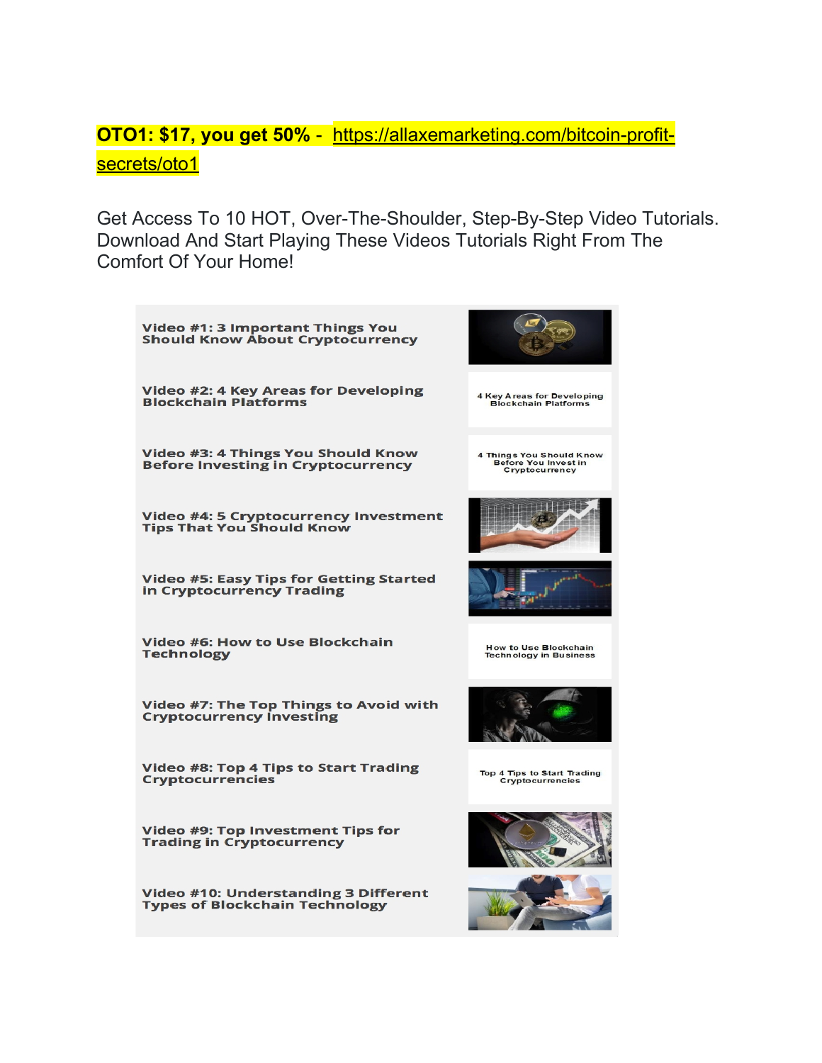**OTO1: $17, you get 50%** - [https://allaxemarketing.com/bitcoin-profit-secrets/oto1](https://allaxemarketing.com/bitcoin-profit-secrets/oto1)

Get Access To 10 HOT, Over-The-Shoulder, Step-By-Step Video Tutorials. Download And Start Playing These Videos Tutorials Right From The Comfort Of Your Home!

- **Video #1: 3 Important Things You Should Know About Cryptocurrency**
- **Video #2: 4 Key Areas for Developing Blockchain Platforms**
- **Video #3: 4 Things You Should Know Before Investing in Cryptocurrency**
- **Video #4: 5 Cryptocurrency Investment Tips That You Should Know**
- **Video #5: Easy Tips for Getting Started in Cryptocurrency Trading**
- **Video #6: How to Use Blockchain Technology**
- **Video #7: The Top Things to Avoid with Cryptocurrency Investing**
- **Video #8: Top 4 Tips to Start Trading Cryptocurrencies**
- **Video #9: Top Investment Tips for Trading in Cryptocurrency**
- **Video #10: Understanding 3 Different Types of Blockchain Technology**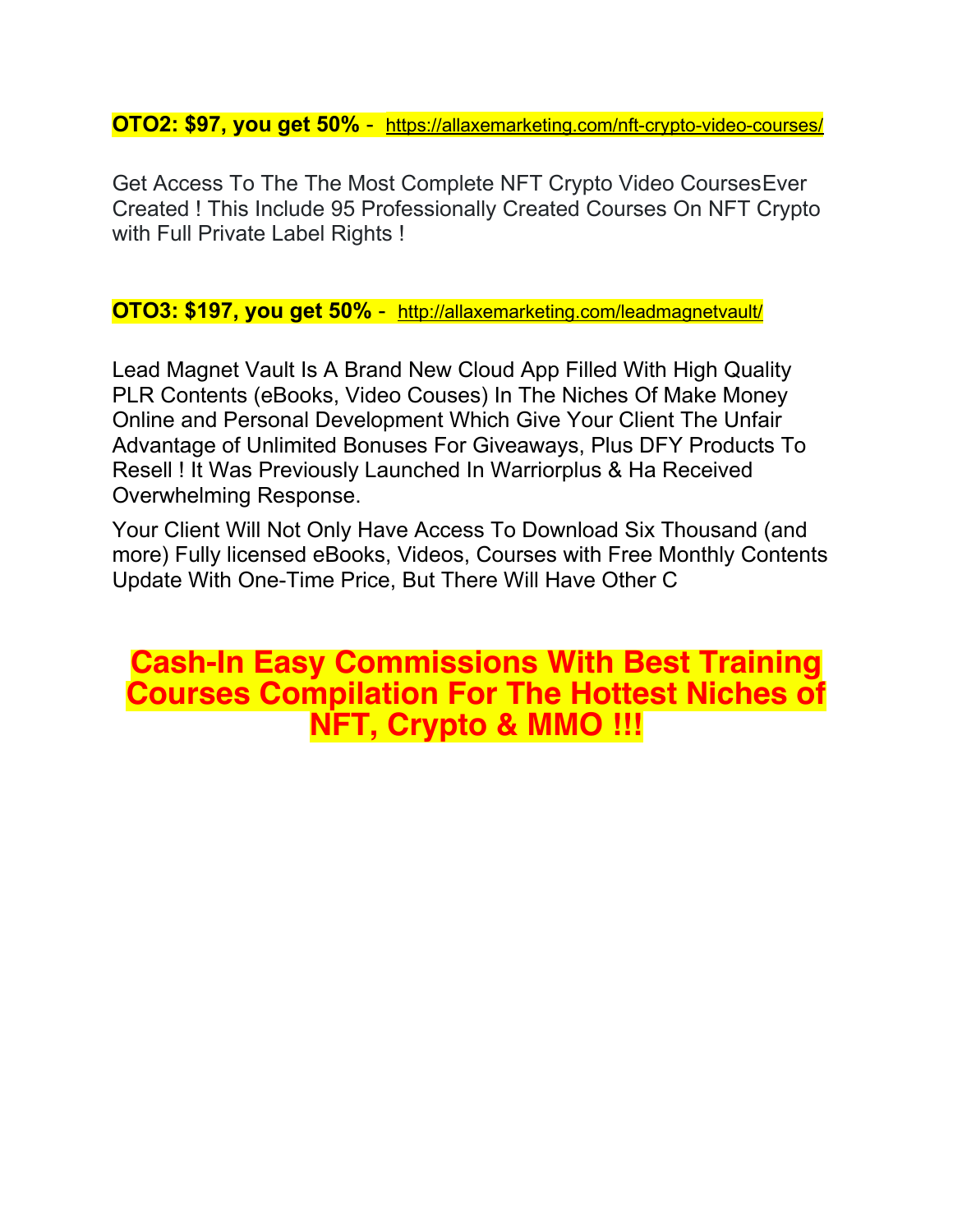**OTO2: $97, you get 50%** - https://allaxemarketing.com/nft-crypto-video-courses/

Get Access To The The Most Complete NFT Crypto Video CoursesEver Created ! This Include 95 Professionally Created Courses On NFT Crypto with Full Private Label Rights !

**OTO3: $197, you get 50%** - http://allaxemarketing.com/leadmagnetvault/

Lead Magnet Vault Is A Brand New Cloud App Filled With High Quality PLR Contents (eBooks, Video Couses) In The Niches Of Make Money Online and Personal Development Which Give Your Client The Unfair Advantage of Unlimited Bonuses For Giveaways, Plus DFY Products To Resell ! It Was Previously Launched In Warriorplus & Ha Received Overwhelming Response.

Your Client Will Not Only Have Access To Download Six Thousand (and more) Fully licensed eBooks, Videos, Courses with Free Monthly Contents Update With One-Time Price, But There Will Have Other C

# Cash-In Easy Commissions With Best Training Courses Compilation For The Hottest Niches of NFT, Crypto & MMO !!!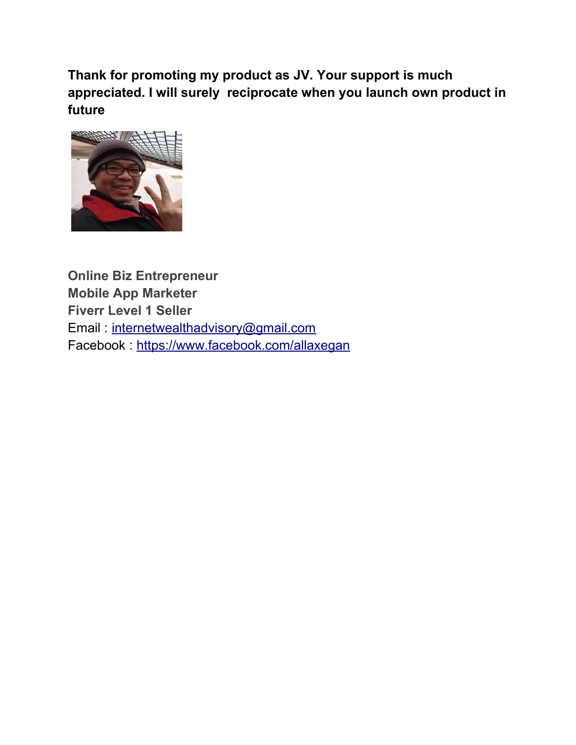**Thank for promoting my product as JV. Your support is much appreciated. I will surely reciprocate when you launch own product in future**

**Online Biz Entrepreneur**
**Mobile App Marketer**
**Fiverr Level 1 Seller**
Email : internetwealthadvisory@gmail.com
Facebook : https://www.facebook.com/allaxegan